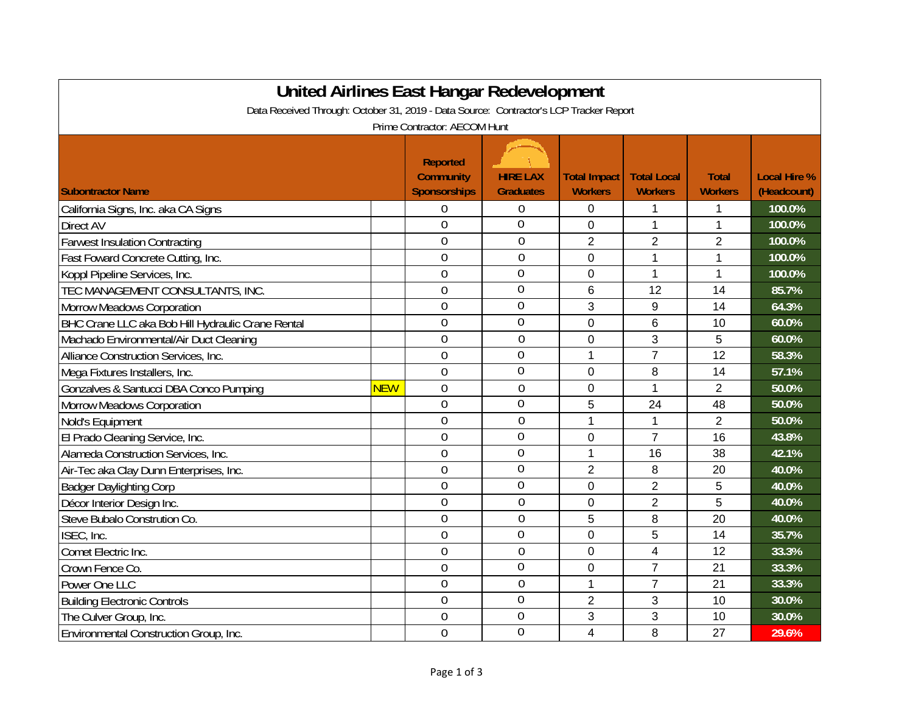# United Airlines East Hangar Redevelopment

Data Received Through: October 31, 2019 - Data Source: Contractor's LCP Tracker Report

Prime Contractor: AECOM Hunt

| Subontractor Name | | Reported Community Sponsorships | HIRE LAX Graduates | Total Impact Workers | Total Local Workers | Total Workers | Local Hire % (Headcount) |
|---|---|---|---|---|---|---|---|
| California Signs, Inc. aka CA Signs | | 0 | 0 | 0 | 1 | 1 | 100.0% |
| Direct AV | | 0 | 0 | 0 | 1 | 1 | 100.0% |
| Farwest Insulation Contracting | | 0 | 0 | 2 | 2 | 2 | 100.0% |
| Fast Foward Concrete Cutting, Inc. | | 0 | 0 | 0 | 1 | 1 | 100.0% |
| Koppl Pipeline Services, Inc. | | 0 | 0 | 0 | 1 | 1 | 100.0% |
| TEC MANAGEMENT CONSULTANTS, INC. | | 0 | 0 | 6 | 12 | 14 | 85.7% |
| Morrow Meadows Corporation | | 0 | 0 | 3 | 9 | 14 | 64.3% |
| BHC Crane LLC aka Bob Hill Hydraulic Crane Rental | | 0 | 0 | 0 | 6 | 10 | 60.0% |
| Machado Environmental/Air Duct Cleaning | | 0 | 0 | 0 | 3 | 5 | 60.0% |
| Alliance Construction Services, Inc. | | 0 | 0 | 1 | 7 | 12 | 58.3% |
| Mega Fixtures Installers, Inc. | | 0 | 0 | 0 | 8 | 14 | 57.1% |
| Gonzalves & Santucci DBA Conco Pumping | NEW | 0 | 0 | 0 | 1 | 2 | 50.0% |
| Morrow Meadows Corporation | | 0 | 0 | 5 | 24 | 48 | 50.0% |
| Nold's Equipment | | 0 | 0 | 1 | 1 | 2 | 50.0% |
| El Prado Cleaning Service, Inc. | | 0 | 0 | 0 | 7 | 16 | 43.8% |
| Alameda Construction Services, Inc. | | 0 | 0 | 1 | 16 | 38 | 42.1% |
| Air-Tec aka Clay Dunn Enterprises, Inc. | | 0 | 0 | 2 | 8 | 20 | 40.0% |
| Badger Daylighting Corp | | 0 | 0 | 0 | 2 | 5 | 40.0% |
| Décor Interior Design Inc. | | 0 | 0 | 0 | 2 | 5 | 40.0% |
| Steve Bubalo Constrution Co. | | 0 | 0 | 5 | 8 | 20 | 40.0% |
| ISEC, Inc. | | 0 | 0 | 0 | 5 | 14 | 35.7% |
| Comet Electric Inc. | | 0 | 0 | 0 | 4 | 12 | 33.3% |
| Crown Fence Co. | | 0 | 0 | 0 | 7 | 21 | 33.3% |
| Power One LLC | | 0 | 0 | 1 | 7 | 21 | 33.3% |
| Building Electronic Controls | | 0 | 0 | 2 | 3 | 10 | 30.0% |
| The Culver Group, Inc. | | 0 | 0 | 3 | 3 | 10 | 30.0% |
| Environmental Construction Group, Inc. | | 0 | 0 | 4 | 8 | 27 | 29.6% |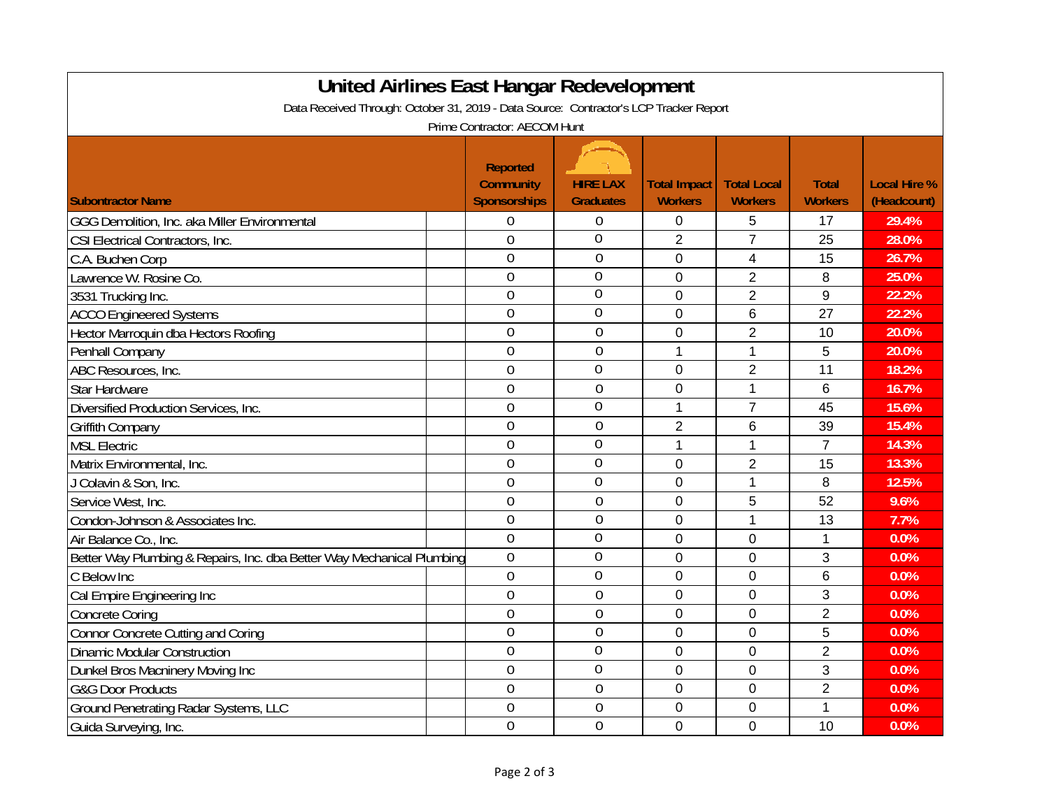# United Airlines East Hangar Redevelopment

Data Received Through: October 31, 2019 - Data Source: Contractor's LCP Tracker Report

Prime Contractor: AECOM Hunt

| Subcontractor Name | Reported Community Sponsorships | HIRE LAX Graduates | Total Impact Workers | Total Local Workers | Total Workers | Local Hire % (Headcount) |
|---|---|---|---|---|---|---|
| GGG Demolition, Inc. aka Miller Environmental | 0 | 0 | 0 | 5 | 17 | 29.4% |
| CSI Electrical Contractors, Inc. | 0 | 0 | 2 | 7 | 25 | 28.0% |
| C.A. Buchen Corp | 0 | 0 | 0 | 4 | 15 | 26.7% |
| Lawrence W. Rosine Co. | 0 | 0 | 0 | 2 | 8 | 25.0% |
| 3531 Trucking Inc. | 0 | 0 | 0 | 2 | 9 | 22.2% |
| ACCO Engineered Systems | 0 | 0 | 0 | 6 | 27 | 22.2% |
| Hector Marroquin dba Hectors Roofing | 0 | 0 | 0 | 2 | 10 | 20.0% |
| Penhall Company | 0 | 0 | 1 | 1 | 5 | 20.0% |
| ABC Resources, Inc. | 0 | 0 | 0 | 2 | 11 | 18.2% |
| Star Hardware | 0 | 0 | 0 | 1 | 6 | 16.7% |
| Diversified Production Services, Inc. | 0 | 0 | 1 | 7 | 45 | 15.6% |
| Griffith Company | 0 | 0 | 2 | 6 | 39 | 15.4% |
| MSL Electric | 0 | 0 | 1 | 1 | 7 | 14.3% |
| Matrix Environmental, Inc. | 0 | 0 | 0 | 2 | 15 | 13.3% |
| J Colavin & Son, Inc. | 0 | 0 | 0 | 1 | 8 | 12.5% |
| Service West, Inc. | 0 | 0 | 0 | 5 | 52 | 9.6% |
| Condon-Johnson & Associates Inc. | 0 | 0 | 0 | 1 | 13 | 7.7% |
| Air Balance Co., Inc. | 0 | 0 | 0 | 0 | 1 | 0.0% |
| Better Way Plumbing & Repairs, Inc. dba Better Way Mechanical Plumbing | 0 | 0 | 0 | 0 | 3 | 0.0% |
| C Below Inc | 0 | 0 | 0 | 0 | 6 | 0.0% |
| Cal Empire Engineering Inc | 0 | 0 | 0 | 0 | 3 | 0.0% |
| Concrete Coring | 0 | 0 | 0 | 0 | 2 | 0.0% |
| Connor Concrete Cutting and Coring | 0 | 0 | 0 | 0 | 5 | 0.0% |
| Dinamic Modular Construction | 0 | 0 | 0 | 0 | 2 | 0.0% |
| Dunkel Bros Macninery Moving Inc | 0 | 0 | 0 | 0 | 3 | 0.0% |
| G&G Door Products | 0 | 0 | 0 | 0 | 2 | 0.0% |
| Ground Penetrating Radar Systems, LLC | 0 | 0 | 0 | 0 | 1 | 0.0% |
| Guida Surveying, Inc. | 0 | 0 | 0 | 0 | 10 | 0.0% |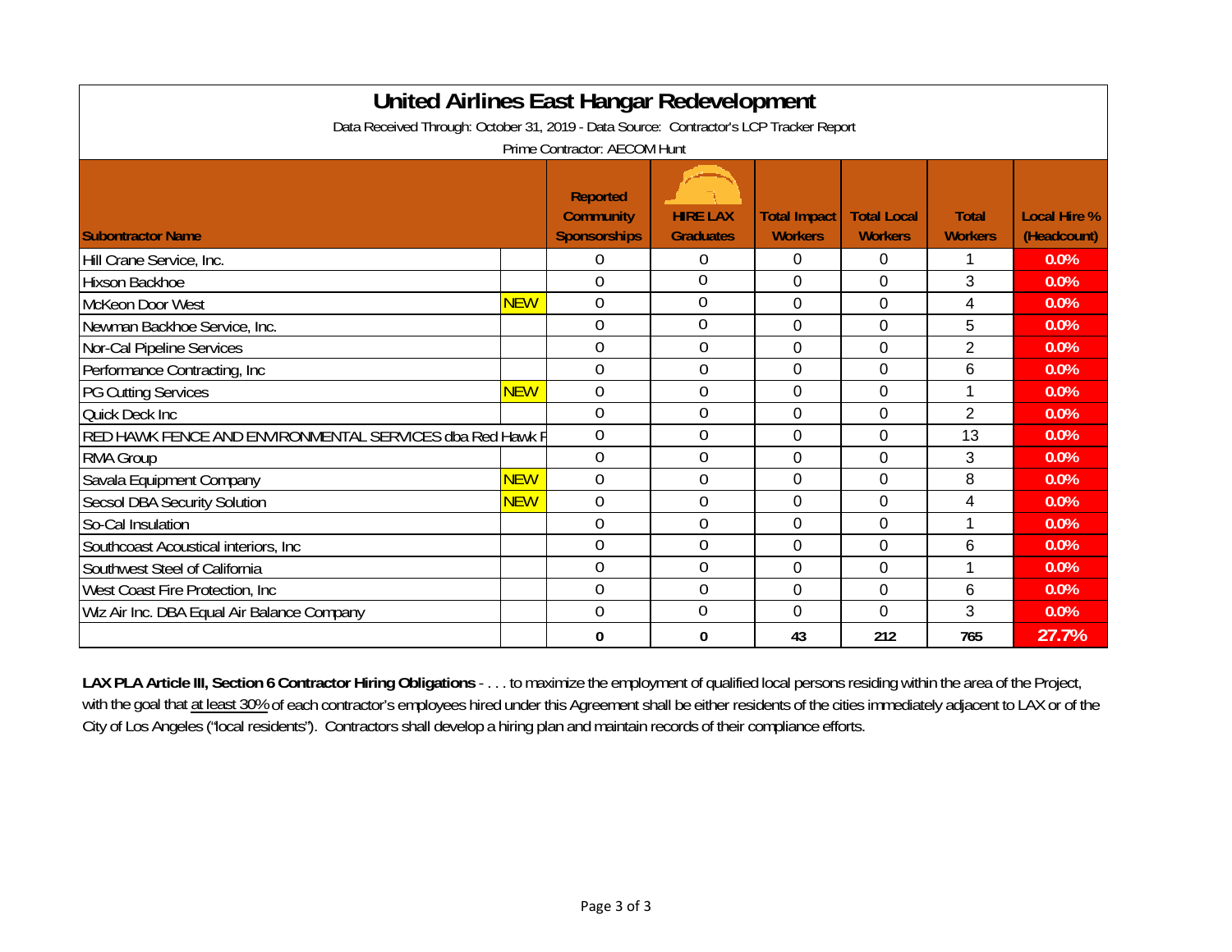# United Airlines East Hangar Redevelopment

Data Received Through: October 31, 2019 - Data Source: Contractor's LCP Tracker Report

Prime Contractor: AECOM Hunt

| Subontractor Name | | Reported Community Sponsorships | HIRE LAX Graduates | Total Impact Workers | Total Local Workers | Total Workers | Local Hire % (Headcount) |
|---|---|---|---|---|---|---|---|
| Hill Crane Service, Inc. | | 0 | 0 | 0 | 0 | 1 | 0.0% |
| Hixson Backhoe | | 0 | 0 | 0 | 0 | 3 | 0.0% |
| McKeon Door West | NEW | 0 | 0 | 0 | 0 | 4 | 0.0% |
| Newman Backhoe Service, Inc. | | 0 | 0 | 0 | 0 | 5 | 0.0% |
| Nor-Cal Pipeline Services | | 0 | 0 | 0 | 0 | 2 | 0.0% |
| Performance Contracting, Inc | | 0 | 0 | 0 | 0 | 6 | 0.0% |
| PG Cutting Services | NEW | 0 | 0 | 0 | 0 | 1 | 0.0% |
| Quick Deck Inc | | 0 | 0 | 0 | 0 | 2 | 0.0% |
| RED HAWK FENCE AND ENVIRONMENTAL SERVICES dba Red Hawk F | | 0 | 0 | 0 | 0 | 13 | 0.0% |
| RMA Group | | 0 | 0 | 0 | 0 | 3 | 0.0% |
| Savala Equipment Company | NEW | 0 | 0 | 0 | 0 | 8 | 0.0% |
| Secsol DBA Security Solution | NEW | 0 | 0 | 0 | 0 | 4 | 0.0% |
| So-Cal Insulation | | 0 | 0 | 0 | 0 | 1 | 0.0% |
| Southcoast Acoustical interiors, Inc | | 0 | 0 | 0 | 0 | 6 | 0.0% |
| Southwest Steel of California | | 0 | 0 | 0 | 0 | 1 | 0.0% |
| West Coast Fire Protection, Inc | | 0 | 0 | 0 | 0 | 6 | 0.0% |
| Wiz Air Inc. DBA Equal Air Balance Company | | 0 | 0 | 0 | 0 | 3 | 0.0% |
| | | **0** | **0** | **43** | **212** | **765** | **27.7%** |

**LAX PLA Article III, Section 6 Contractor Hiring Obligations** - . . . to maximize the employment of qualified local persons residing within the area of the Project, with the goal that at least 30% of each contractor's employees hired under this Agreement shall be either residents of the cities immediately adjacent to LAX or of the City of Los Angeles ("local residents"). Contractors shall develop a hiring plan and maintain records of their compliance efforts.